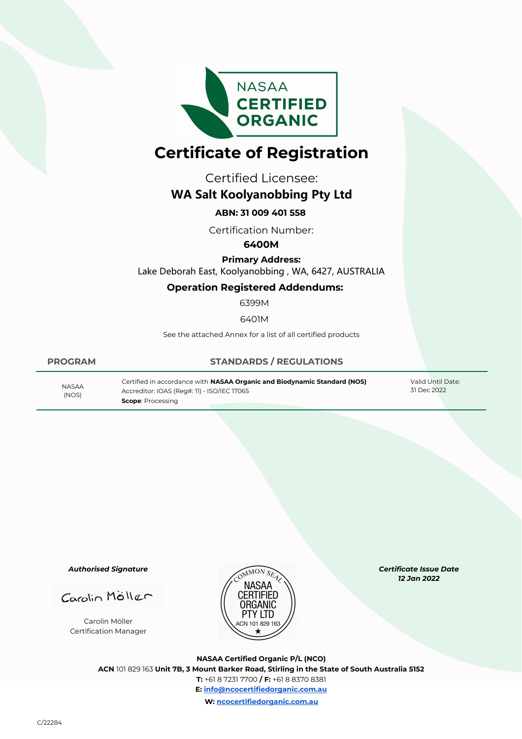NASAA CERTIFIED ORGANIC

# Certificate of Registration

Certified Licensee:

## WA Salt Koolyanobbing Pty Ltd

**ABN: 31 009 401 558**

Certification Number:

**6400M**

**Primary Address:**

Lake Deborah East, Koolyanobbing , WA, 6427, AUSTRALIA

**Operation Registered Addendums:**

6399M

6401M

See the attached Annex for a list of all certified products

| PROGRAM | STANDARDS / REGULATIONS | |
|---|---|---|
| NASAA (NOS) | Certified in accordance with **NASAA Organic and Biodynamic Standard (NOS)**<br>Accreditor: IOAS (Reg#: 11) - ISO/IEC 17065<br>**Scope**: Processing | Valid Until Date:<br>31 Dec 2022 |

***Authorised Signature***

Carolin Möller

Carolin Möller
Certification Manager

COMMON SEAL NASAA CERTIFIED ORGANIC PTY LTD ACN 101 829 163

***Certificate Issue Date***
***12 Jan 2022***

**NASAA Certified Organic P/L (NCO)**
**ACN** 101 829 163 **Unit 7B, 3 Mount Barker Road, Stirling in the State of South Australia 5152**
**T:** +61 8 7231 7700 **/ F:** +61 8 8370 8381
**E:** info@ncocertifiedorganic.com.au
**W:** ncocertifiedorganic.com.au

C/22284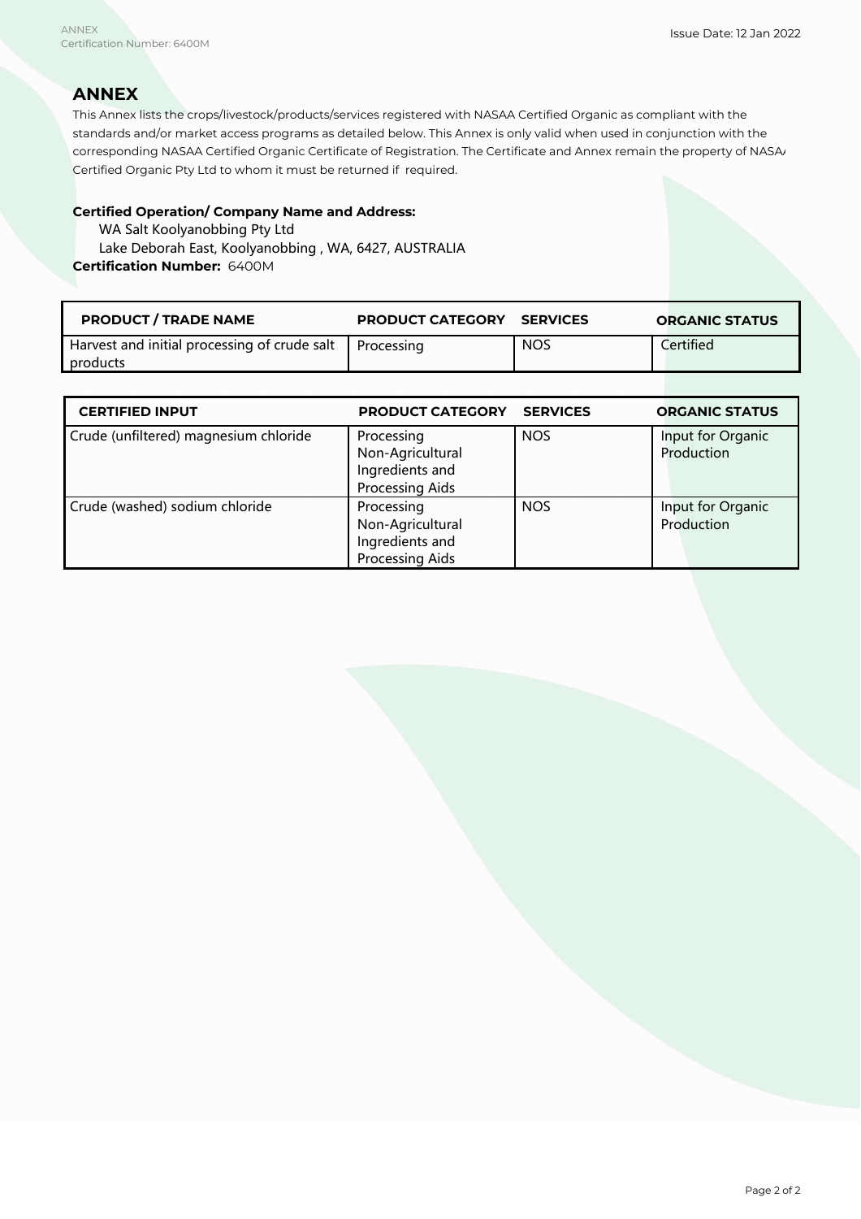# ANNEX

This Annex lists the crops/livestock/products/services registered with NASAA Certified Organic as compliant with the standards and/or market access programs as detailed below. This Annex is only valid when used in conjunction with the corresponding NASAA Certified Organic Certificate of Registration. The Certificate and Annex remain the property of NASAA Certified Organic Pty Ltd to whom it must be returned if required.

**Certified Operation/ Company Name and Address:**

WA Salt Koolyanobbing Pty Ltd

Lake Deborah East, Koolyanobbing , WA, 6427, AUSTRALIA

**Certification Number:** 6400M

| PRODUCT / TRADE NAME | PRODUCT CATEGORY | SERVICES | ORGANIC STATUS |
|---|---|---|---|
| Harvest and initial processing of crude salt products | Processing | NOS | Certified |

| CERTIFIED INPUT | PRODUCT CATEGORY | SERVICES | ORGANIC STATUS |
|---|---|---|---|
| Crude (unfiltered) magnesium chloride | Processing Non-Agricultural Ingredients and Processing Aids | NOS | Input for Organic Production |
| Crude (washed) sodium chloride | Processing Non-Agricultural Ingredients and Processing Aids | NOS | Input for Organic Production |